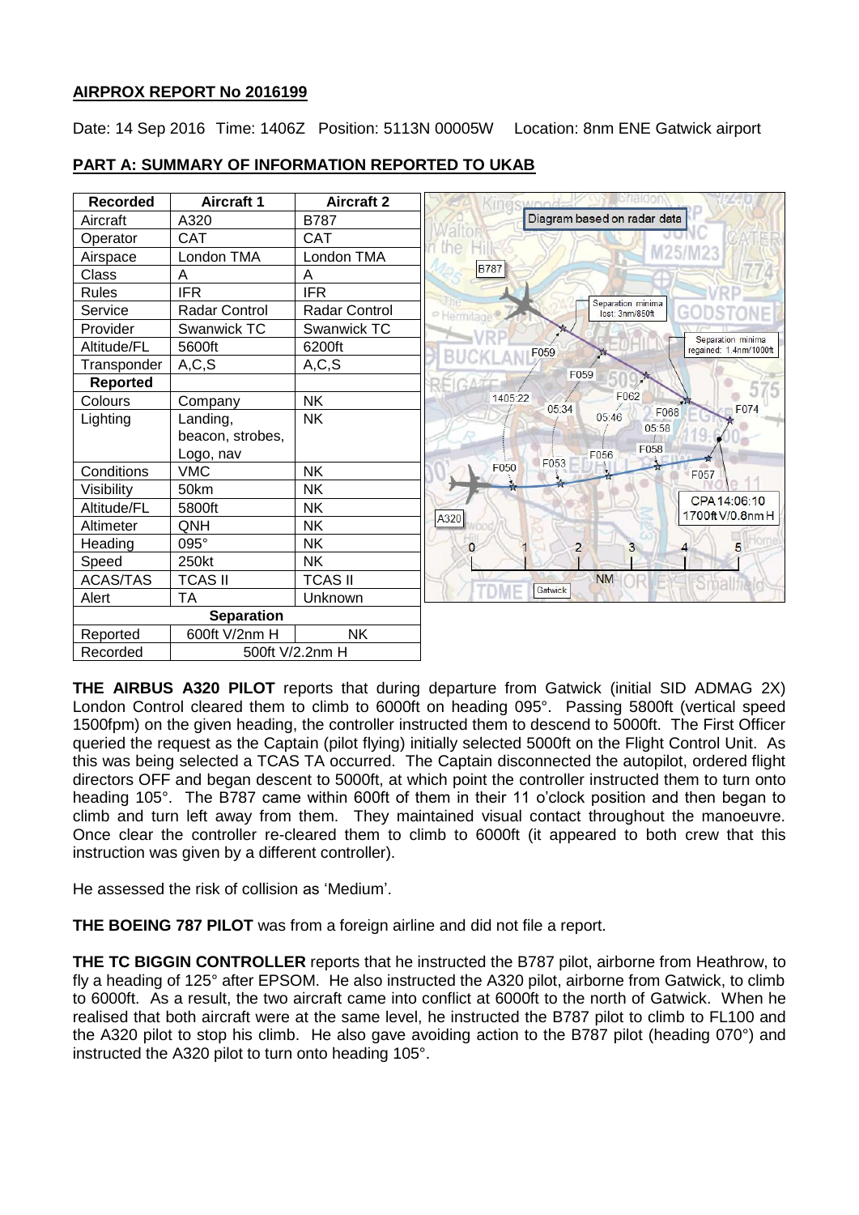## AIRPROX REPORT No 2016199

Date: 14 Sep 2016 Time: 1406Z Position: 5113N 00005W Location: 8nm ENE Gatwick airport

## PART A: SUMMARY OF INFORMATION REPORTED TO UKAB

| Recorded | Aircraft 1 | Aircraft 2 |
|---|---|---|
| Aircraft | A320 | B787 |
| Operator | CAT | CAT |
| Airspace | London TMA | London TMA |
| Class | A | A |
| Rules | IFR | IFR |
| Service | Radar Control | Radar Control |
| Provider | Swanwick TC | Swanwick TC |
| Altitude/FL | 5600ft | 6200ft |
| Transponder | A,C,S | A,C,S |
| **Reported** | | |
| Colours | Company | NK |
| Lighting | Landing, beacon, strobes, Logo, nav | NK |
| Conditions | VMC | NK |
| Visibility | 50km | NK |
| Altitude/FL | 5800ft | NK |
| Altimeter | QNH | NK |
| Heading | 095° | NK |
| Speed | 250kt | NK |
| ACAS/TAS | TCAS II | TCAS II |
| Alert | TA | Unknown |
| **Separation** | | |
| Reported | 600ft V/2nm H | NK |
| Recorded | 500ft V/2.2nm H | |

Diagram based on radar data

**THE AIRBUS A320 PILOT** reports that during departure from Gatwick (initial SID ADMAG 2X) London Control cleared them to climb to 6000ft on heading 095°. Passing 5800ft (vertical speed 1500fpm) on the given heading, the controller instructed them to descend to 5000ft. The First Officer queried the request as the Captain (pilot flying) initially selected 5000ft on the Flight Control Unit. As this was being selected a TCAS TA occurred. The Captain disconnected the autopilot, ordered flight directors OFF and began descent to 5000ft, at which point the controller instructed them to turn onto heading 105°. The B787 came within 600ft of them in their 11 o'clock position and then began to climb and turn left away from them. They maintained visual contact throughout the manoeuvre. Once clear the controller re-cleared them to climb to 6000ft (it appeared to both crew that this instruction was given by a different controller).

He assessed the risk of collision as 'Medium'.

**THE BOEING 787 PILOT** was from a foreign airline and did not file a report.

**THE TC BIGGIN CONTROLLER** reports that he instructed the B787 pilot, airborne from Heathrow, to fly a heading of 125° after EPSOM. He also instructed the A320 pilot, airborne from Gatwick, to climb to 6000ft. As a result, the two aircraft came into conflict at 6000ft to the north of Gatwick. When he realised that both aircraft were at the same level, he instructed the B787 pilot to climb to FL100 and the A320 pilot to stop his climb. He also gave avoiding action to the B787 pilot (heading 070°) and instructed the A320 pilot to turn onto heading 105°.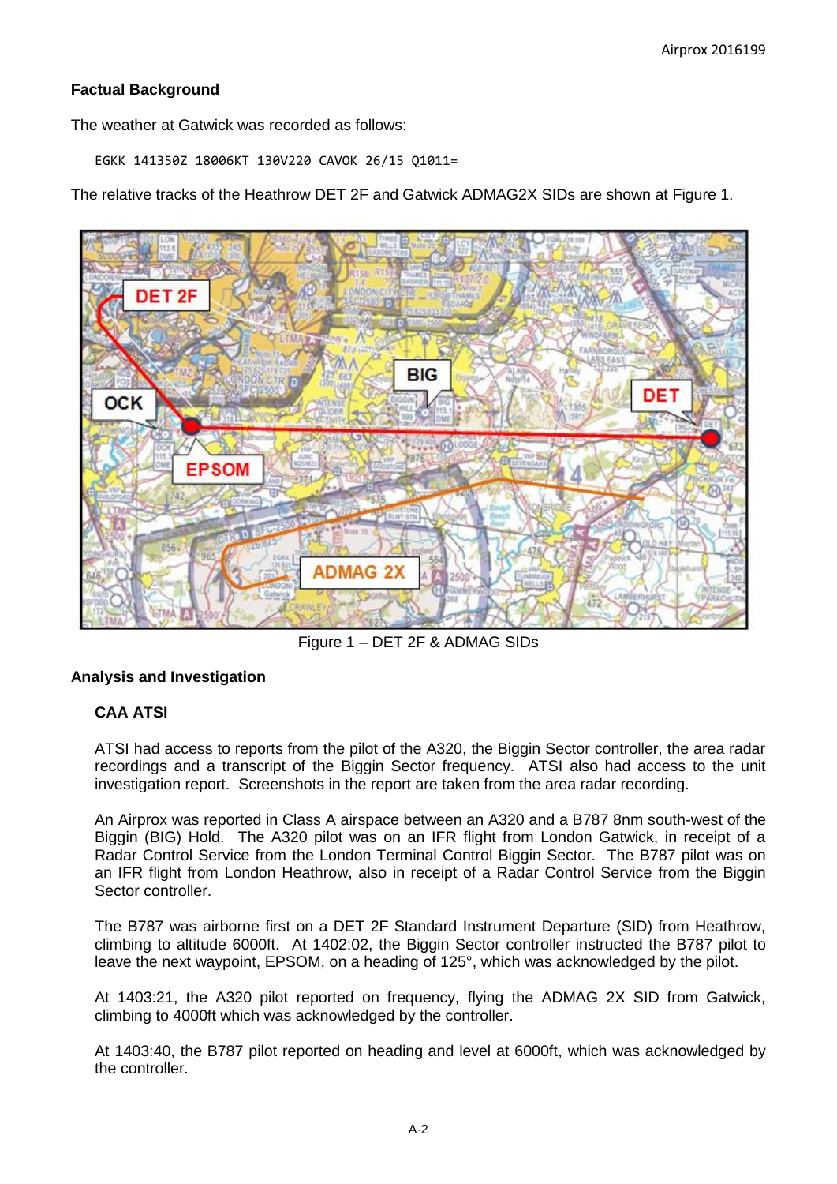## Factual Background

The weather at Gatwick was recorded as follows:

```
EGKK 141350Z 18006KT 130V220 CAVOK 26/15 Q1011=
```

The relative tracks of the Heathrow DET 2F and Gatwick ADMAG2X SIDs are shown at Figure 1.

Figure 1 – DET 2F & ADMAG SIDs

## Analysis and Investigation

### CAA ATSI

ATSI had access to reports from the pilot of the A320, the Biggin Sector controller, the area radar recordings and a transcript of the Biggin Sector frequency. ATSI also had access to the unit investigation report. Screenshots in the report are taken from the area radar recording.

An Airprox was reported in Class A airspace between an A320 and a B787 8nm south-west of the Biggin (BIG) Hold. The A320 pilot was on an IFR flight from London Gatwick, in receipt of a Radar Control Service from the London Terminal Control Biggin Sector. The B787 pilot was on an IFR flight from London Heathrow, also in receipt of a Radar Control Service from the Biggin Sector controller.

The B787 was airborne first on a DET 2F Standard Instrument Departure (SID) from Heathrow, climbing to altitude 6000ft. At 1402:02, the Biggin Sector controller instructed the B787 pilot to leave the next waypoint, EPSOM, on a heading of 125°, which was acknowledged by the pilot.

At 1403:21, the A320 pilot reported on frequency, flying the ADMAG 2X SID from Gatwick, climbing to 4000ft which was acknowledged by the controller.

At 1403:40, the B787 pilot reported on heading and level at 6000ft, which was acknowledged by the controller.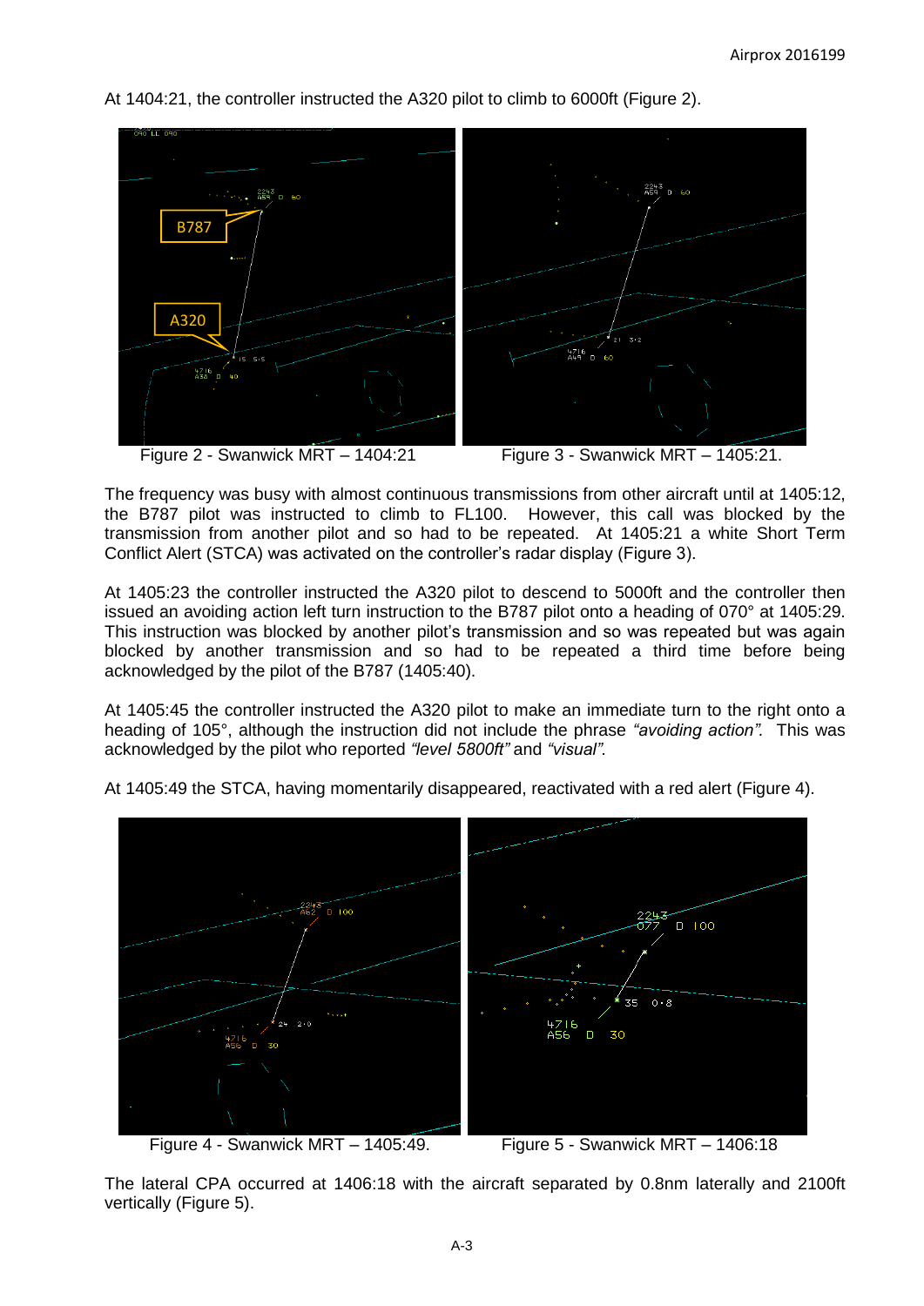At 1404:21, the controller instructed the A320 pilot to climb to 6000ft (Figure 2).

Figure 2 - Swanwick MRT – 1404:21

Figure 3 - Swanwick MRT – 1405:21.

The frequency was busy with almost continuous transmissions from other aircraft until at 1405:12, the B787 pilot was instructed to climb to FL100. However, this call was blocked by the transmission from another pilot and so had to be repeated. At 1405:21 a white Short Term Conflict Alert (STCA) was activated on the controller's radar display (Figure 3).

At 1405:23 the controller instructed the A320 pilot to descend to 5000ft and the controller then issued an avoiding action left turn instruction to the B787 pilot onto a heading of 070° at 1405:29. This instruction was blocked by another pilot's transmission and so was repeated but was again blocked by another transmission and so had to be repeated a third time before being acknowledged by the pilot of the B787 (1405:40).

At 1405:45 the controller instructed the A320 pilot to make an immediate turn to the right onto a heading of 105°, although the instruction did not include the phrase *"avoiding action".* This was acknowledged by the pilot who reported *"level 5800ft"* and *"visual".*

At 1405:49 the STCA, having momentarily disappeared, reactivated with a red alert (Figure 4).

Figure 4 - Swanwick MRT – 1405:49.

Figure 5 - Swanwick MRT – 1406:18

The lateral CPA occurred at 1406:18 with the aircraft separated by 0.8nm laterally and 2100ft vertically (Figure 5).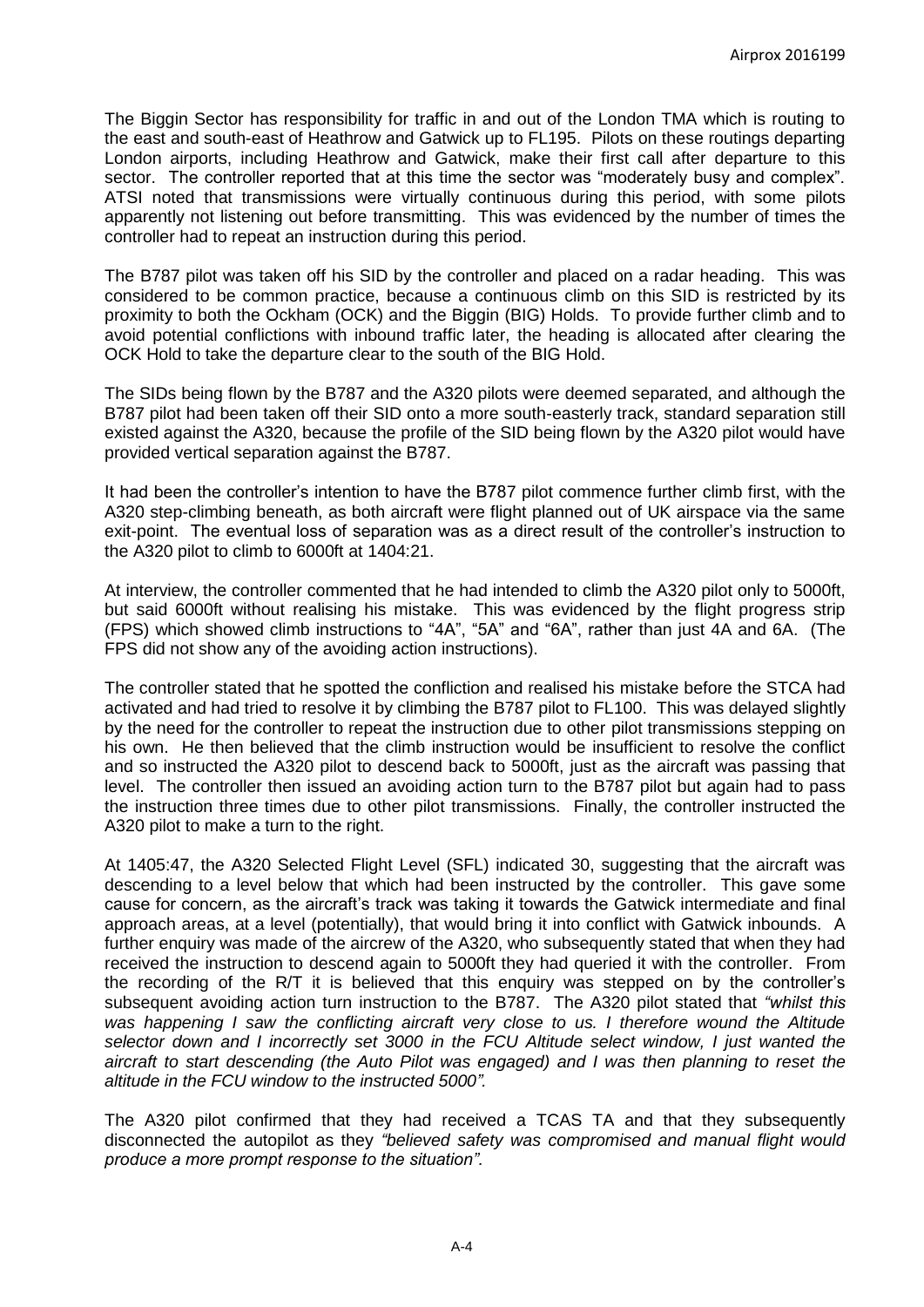The Biggin Sector has responsibility for traffic in and out of the London TMA which is routing to the east and south-east of Heathrow and Gatwick up to FL195. Pilots on these routings departing London airports, including Heathrow and Gatwick, make their first call after departure to this sector. The controller reported that at this time the sector was "moderately busy and complex". ATSI noted that transmissions were virtually continuous during this period, with some pilots apparently not listening out before transmitting. This was evidenced by the number of times the controller had to repeat an instruction during this period.

The B787 pilot was taken off his SID by the controller and placed on a radar heading. This was considered to be common practice, because a continuous climb on this SID is restricted by its proximity to both the Ockham (OCK) and the Biggin (BIG) Holds. To provide further climb and to avoid potential conflictions with inbound traffic later, the heading is allocated after clearing the OCK Hold to take the departure clear to the south of the BIG Hold.

The SIDs being flown by the B787 and the A320 pilots were deemed separated, and although the B787 pilot had been taken off their SID onto a more south-easterly track, standard separation still existed against the A320, because the profile of the SID being flown by the A320 pilot would have provided vertical separation against the B787.

It had been the controller's intention to have the B787 pilot commence further climb first, with the A320 step-climbing beneath, as both aircraft were flight planned out of UK airspace via the same exit-point. The eventual loss of separation was as a direct result of the controller's instruction to the A320 pilot to climb to 6000ft at 1404:21.

At interview, the controller commented that he had intended to climb the A320 pilot only to 5000ft, but said 6000ft without realising his mistake. This was evidenced by the flight progress strip (FPS) which showed climb instructions to "4A", "5A" and "6A", rather than just 4A and 6A. (The FPS did not show any of the avoiding action instructions).

The controller stated that he spotted the confliction and realised his mistake before the STCA had activated and had tried to resolve it by climbing the B787 pilot to FL100. This was delayed slightly by the need for the controller to repeat the instruction due to other pilot transmissions stepping on his own. He then believed that the climb instruction would be insufficient to resolve the conflict and so instructed the A320 pilot to descend back to 5000ft, just as the aircraft was passing that level. The controller then issued an avoiding action turn to the B787 pilot but again had to pass the instruction three times due to other pilot transmissions. Finally, the controller instructed the A320 pilot to make a turn to the right.

At 1405:47, the A320 Selected Flight Level (SFL) indicated 30, suggesting that the aircraft was descending to a level below that which had been instructed by the controller. This gave some cause for concern, as the aircraft's track was taking it towards the Gatwick intermediate and final approach areas, at a level (potentially), that would bring it into conflict with Gatwick inbounds. A further enquiry was made of the aircrew of the A320, who subsequently stated that when they had received the instruction to descend again to 5000ft they had queried it with the controller. From the recording of the R/T it is believed that this enquiry was stepped on by the controller's subsequent avoiding action turn instruction to the B787. The A320 pilot stated that *"whilst this was happening I saw the conflicting aircraft very close to us. I therefore wound the Altitude selector down and I incorrectly set 3000 in the FCU Altitude select window, I just wanted the aircraft to start descending (the Auto Pilot was engaged) and I was then planning to reset the altitude in the FCU window to the instructed 5000".*

The A320 pilot confirmed that they had received a TCAS TA and that they subsequently disconnected the autopilot as they *"believed safety was compromised and manual flight would produce a more prompt response to the situation".*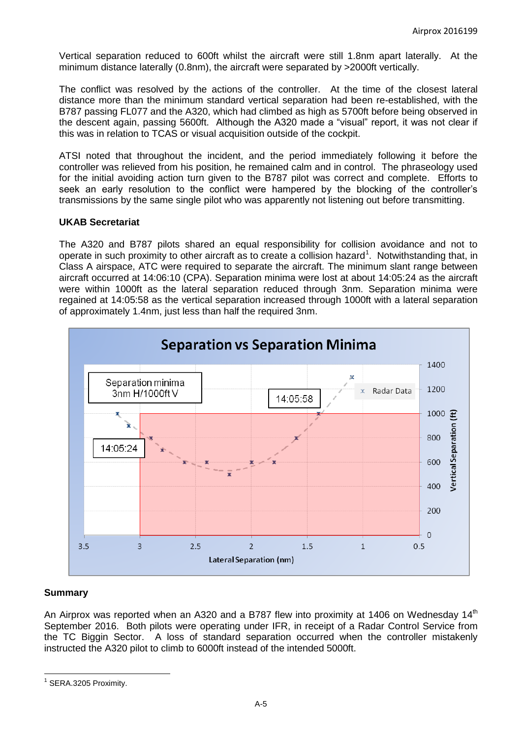Vertical separation reduced to 600ft whilst the aircraft were still 1.8nm apart laterally. At the minimum distance laterally (0.8nm), the aircraft were separated by >2000ft vertically.

The conflict was resolved by the actions of the controller. At the time of the closest lateral distance more than the minimum standard vertical separation had been re-established, with the B787 passing FL077 and the A320, which had climbed as high as 5700ft before being observed in the descent again, passing 5600ft. Although the A320 made a "visual" report, it was not clear if this was in relation to TCAS or visual acquisition outside of the cockpit.

ATSI noted that throughout the incident, and the period immediately following it before the controller was relieved from his position, he remained calm and in control. The phraseology used for the initial avoiding action turn given to the B787 pilot was correct and complete. Efforts to seek an early resolution to the conflict were hampered by the blocking of the controller's transmissions by the same single pilot who was apparently not listening out before transmitting.

**UKAB Secretariat**

The A320 and B787 pilots shared an equal responsibility for collision avoidance and not to operate in such proximity to other aircraft as to create a collision hazard[1]. Notwithstanding that, in Class A airspace, ATC were required to separate the aircraft. The minimum slant range between aircraft occurred at 14:06:10 (CPA). Separation minima were lost at about 14:05:24 as the aircraft were within 1000ft as the lateral separation reduced through 3nm. Separation minima were regained at 14:05:58 as the vertical separation increased through 1000ft with a lateral separation of approximately 1.4nm, just less than half the required 3nm.

**Separation vs Separation Minima**

(Chart: Vertical Separation (ft) 0–1400 vs Lateral Separation (nm) 3.5–0.5; Separation minima 3nm H/1000ft V; Radar Data; labels 14:05:24 and 14:05:58)

**Summary**

An Airprox was reported when an A320 and a B787 flew into proximity at 1406 on Wednesday 14th September 2016. Both pilots were operating under IFR, in receipt of a Radar Control Service from the TC Biggin Sector. A loss of standard separation occurred when the controller mistakenly instructed the A320 pilot to climb to 6000ft instead of the intended 5000ft.

---

[1] SERA.3205 Proximity.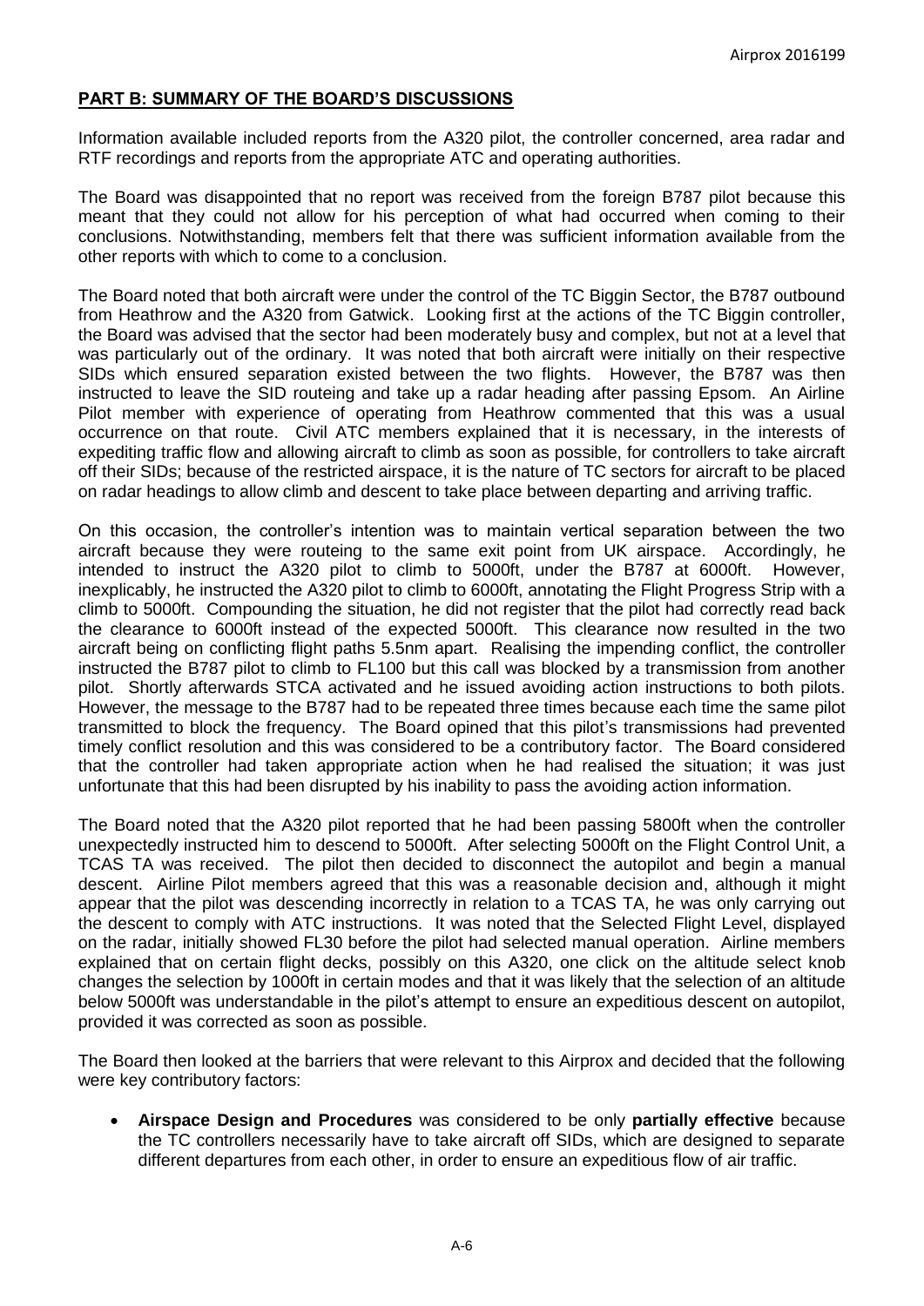## PART B: SUMMARY OF THE BOARD'S DISCUSSIONS

Information available included reports from the A320 pilot, the controller concerned, area radar and RTF recordings and reports from the appropriate ATC and operating authorities.

The Board was disappointed that no report was received from the foreign B787 pilot because this meant that they could not allow for his perception of what had occurred when coming to their conclusions. Notwithstanding, members felt that there was sufficient information available from the other reports with which to come to a conclusion.

The Board noted that both aircraft were under the control of the TC Biggin Sector, the B787 outbound from Heathrow and the A320 from Gatwick. Looking first at the actions of the TC Biggin controller, the Board was advised that the sector had been moderately busy and complex, but not at a level that was particularly out of the ordinary. It was noted that both aircraft were initially on their respective SIDs which ensured separation existed between the two flights. However, the B787 was then instructed to leave the SID routeing and take up a radar heading after passing Epsom. An Airline Pilot member with experience of operating from Heathrow commented that this was a usual occurrence on that route. Civil ATC members explained that it is necessary, in the interests of expediting traffic flow and allowing aircraft to climb as soon as possible, for controllers to take aircraft off their SIDs; because of the restricted airspace, it is the nature of TC sectors for aircraft to be placed on radar headings to allow climb and descent to take place between departing and arriving traffic.

On this occasion, the controller's intention was to maintain vertical separation between the two aircraft because they were routeing to the same exit point from UK airspace. Accordingly, he intended to instruct the A320 pilot to climb to 5000ft, under the B787 at 6000ft. However, inexplicably, he instructed the A320 pilot to climb to 6000ft, annotating the Flight Progress Strip with a climb to 5000ft. Compounding the situation, he did not register that the pilot had correctly read back the clearance to 6000ft instead of the expected 5000ft. This clearance now resulted in the two aircraft being on conflicting flight paths 5.5nm apart. Realising the impending conflict, the controller instructed the B787 pilot to climb to FL100 but this call was blocked by a transmission from another pilot. Shortly afterwards STCA activated and he issued avoiding action instructions to both pilots. However, the message to the B787 had to be repeated three times because each time the same pilot transmitted to block the frequency. The Board opined that this pilot's transmissions had prevented timely conflict resolution and this was considered to be a contributory factor. The Board considered that the controller had taken appropriate action when he had realised the situation; it was just unfortunate that this had been disrupted by his inability to pass the avoiding action information.

The Board noted that the A320 pilot reported that he had been passing 5800ft when the controller unexpectedly instructed him to descend to 5000ft. After selecting 5000ft on the Flight Control Unit, a TCAS TA was received. The pilot then decided to disconnect the autopilot and begin a manual descent. Airline Pilot members agreed that this was a reasonable decision and, although it might appear that the pilot was descending incorrectly in relation to a TCAS TA, he was only carrying out the descent to comply with ATC instructions. It was noted that the Selected Flight Level, displayed on the radar, initially showed FL30 before the pilot had selected manual operation. Airline members explained that on certain flight decks, possibly on this A320, one click on the altitude select knob changes the selection by 1000ft in certain modes and that it was likely that the selection of an altitude below 5000ft was understandable in the pilot's attempt to ensure an expeditious descent on autopilot, provided it was corrected as soon as possible.

The Board then looked at the barriers that were relevant to this Airprox and decided that the following were key contributory factors:

- **Airspace Design and Procedures** was considered to be only **partially effective** because the TC controllers necessarily have to take aircraft off SIDs, which are designed to separate different departures from each other, in order to ensure an expeditious flow of air traffic.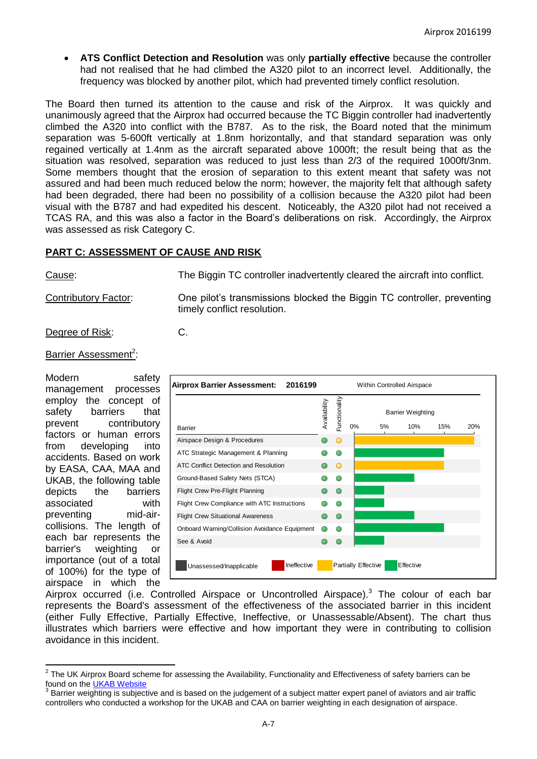- **ATS Conflict Detection and Resolution** was only **partially effective** because the controller had not realised that he had climbed the A320 pilot to an incorrect level. Additionally, the frequency was blocked by another pilot, which had prevented timely conflict resolution.

The Board then turned its attention to the cause and risk of the Airprox. It was quickly and unanimously agreed that the Airprox had occurred because the TC Biggin controller had inadvertently climbed the A320 into conflict with the B787. As to the risk, the Board noted that the minimum separation was 5-600ft vertically at 1.8nm horizontally, and that standard separation was only regained vertically at 1.4nm as the aircraft separated above 1000ft; the result being that as the situation was resolved, separation was reduced to just less than 2/3 of the required 1000ft/3nm. Some members thought that the erosion of separation to this extent meant that safety was not assured and had been much reduced below the norm; however, the majority felt that although safety had been degraded, there had been no possibility of a collision because the A320 pilot had been visual with the B787 and had expedited his descent. Noticeably, the A320 pilot had not received a TCAS RA, and this was also a factor in the Board's deliberations on risk. Accordingly, the Airprox was assessed as risk Category C.

## PART C: ASSESSMENT OF CAUSE AND RISK

Cause: The Biggin TC controller inadvertently cleared the aircraft into conflict.

Contributory Factor: One pilot's transmissions blocked the Biggin TC controller, preventing timely conflict resolution.

Degree of Risk: C.

Barrier Assessment[2]:

Modern safety management processes employ the concept of safety barriers that prevent contributory factors or human errors from developing into accidents. Based on work by EASA, CAA, MAA and UKAB, the following table depicts the barriers associated with preventing mid-air-collisions. The length of each bar represents the barrier's weighting or importance (out of a total of 100%) for the type of airspace in which the Airprox occurred (i.e. Controlled Airspace or Uncontrolled Airspace).[3] The colour of each bar represents the Board's assessment of the effectiveness of the associated barrier in this incident (either Fully Effective, Partially Effective, Ineffective, or Unassessable/Absent). The chart thus illustrates which barriers were effective and how important they were in contributing to collision avoidance in this incident.

**Airprox Barrier Assessment: 2016199** — Within Controlled Airspace

| Barrier | Availability | Functionality | Barrier Weighting (0%–20%) | Effectiveness |
|---|---|---|---|---|
| Airspace Design & Procedures | Green | Amber | ~20% | Partially Effective |
| ATC Strategic Management & Planning | Green | Green | ~15% | Effective |
| ATC Conflict Detection and Resolution | Green | Amber | ~15% | Partially Effective |
| Ground-Based Safety Nets (STCA) | Green | Green | ~10% | Effective |
| Flight Crew Pre-Flight Planning | Green | Green | ~5% | Effective |
| Flight Crew Compliance with ATC Instructions | Green | Green | ~5% | Effective |
| Flight Crew Situational Awareness | Green | Green | ~10% | Effective |
| Onboard Warning/Collision Avoidance Equipment | Green | Green | ~15% | Effective |
| See & Avoid | Green | Green | ~5% | Effective |

Key: Unassessed/Inapplicable; Ineffective; Partially Effective; Effective

---

[2] The UK Airprox Board scheme for assessing the Availability, Functionality and Effectiveness of safety barriers can be found on the UKAB Website

[3] Barrier weighting is subjective and is based on the judgement of a subject matter expert panel of aviators and air traffic controllers who conducted a workshop for the UKAB and CAA on barrier weighting in each designation of airspace.